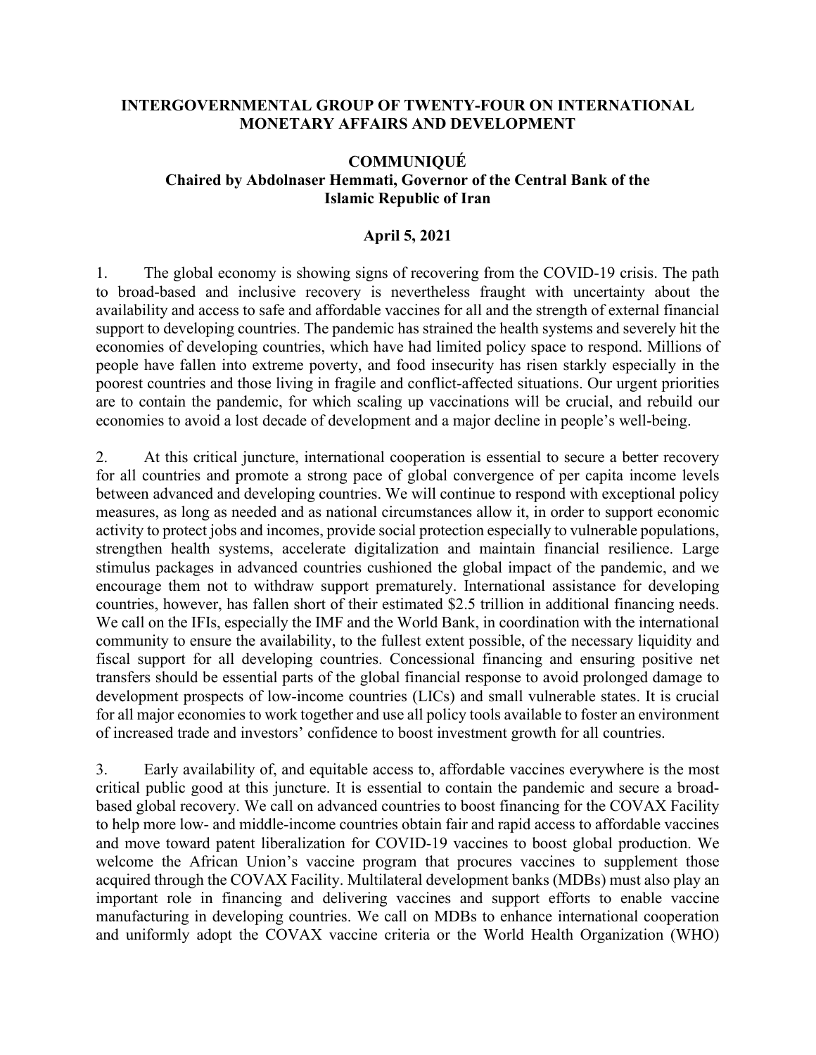**INTERGOVERNMENTAL GROUP OF TWENTY-FOUR ON INTERNATIONAL MONETARY AFFAIRS AND DEVELOPMENT**

**COMMUNIQUÉ**
**Chaired by Abdolnaser Hemmati, Governor of the Central Bank of the Islamic Republic of Iran**

**April 5, 2021**

1. The global economy is showing signs of recovering from the COVID-19 crisis. The path to broad-based and inclusive recovery is nevertheless fraught with uncertainty about the availability and access to safe and affordable vaccines for all and the strength of external financial support to developing countries. The pandemic has strained the health systems and severely hit the economies of developing countries, which have had limited policy space to respond. Millions of people have fallen into extreme poverty, and food insecurity has risen starkly especially in the poorest countries and those living in fragile and conflict-affected situations. Our urgent priorities are to contain the pandemic, for which scaling up vaccinations will be crucial, and rebuild our economies to avoid a lost decade of development and a major decline in people's well-being.

2. At this critical juncture, international cooperation is essential to secure a better recovery for all countries and promote a strong pace of global convergence of per capita income levels between advanced and developing countries. We will continue to respond with exceptional policy measures, as long as needed and as national circumstances allow it, in order to support economic activity to protect jobs and incomes, provide social protection especially to vulnerable populations, strengthen health systems, accelerate digitalization and maintain financial resilience. Large stimulus packages in advanced countries cushioned the global impact of the pandemic, and we encourage them not to withdraw support prematurely. International assistance for developing countries, however, has fallen short of their estimated $2.5 trillion in additional financing needs. We call on the IFIs, especially the IMF and the World Bank, in coordination with the international community to ensure the availability, to the fullest extent possible, of the necessary liquidity and fiscal support for all developing countries. Concessional financing and ensuring positive net transfers should be essential parts of the global financial response to avoid prolonged damage to development prospects of low-income countries (LICs) and small vulnerable states. It is crucial for all major economies to work together and use all policy tools available to foster an environment of increased trade and investors' confidence to boost investment growth for all countries.

3. Early availability of, and equitable access to, affordable vaccines everywhere is the most critical public good at this juncture. It is essential to contain the pandemic and secure a broad-based global recovery. We call on advanced countries to boost financing for the COVAX Facility to help more low- and middle-income countries obtain fair and rapid access to affordable vaccines and move toward patent liberalization for COVID-19 vaccines to boost global production. We welcome the African Union's vaccine program that procures vaccines to supplement those acquired through the COVAX Facility. Multilateral development banks (MDBs) must also play an important role in financing and delivering vaccines and support efforts to enable vaccine manufacturing in developing countries. We call on MDBs to enhance international cooperation and uniformly adopt the COVAX vaccine criteria or the World Health Organization (WHO)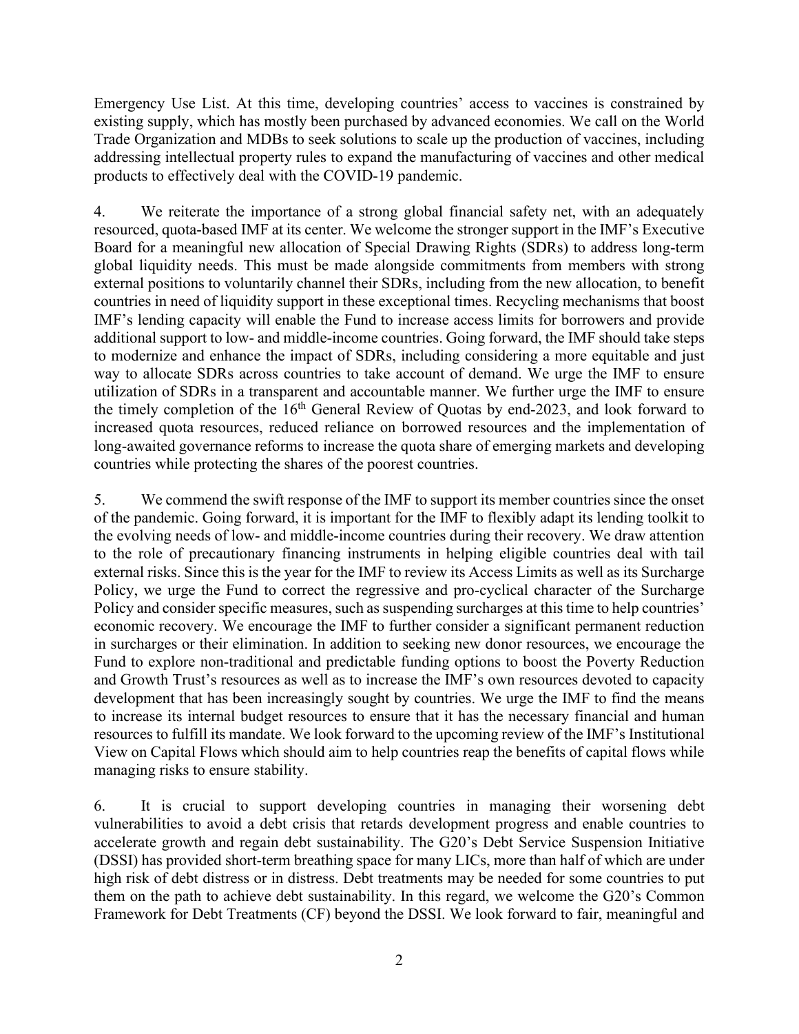Emergency Use List. At this time, developing countries' access to vaccines is constrained by existing supply, which has mostly been purchased by advanced economies. We call on the World Trade Organization and MDBs to seek solutions to scale up the production of vaccines, including addressing intellectual property rules to expand the manufacturing of vaccines and other medical products to effectively deal with the COVID-19 pandemic.

4. We reiterate the importance of a strong global financial safety net, with an adequately resourced, quota-based IMF at its center. We welcome the stronger support in the IMF's Executive Board for a meaningful new allocation of Special Drawing Rights (SDRs) to address long-term global liquidity needs. This must be made alongside commitments from members with strong external positions to voluntarily channel their SDRs, including from the new allocation, to benefit countries in need of liquidity support in these exceptional times. Recycling mechanisms that boost IMF's lending capacity will enable the Fund to increase access limits for borrowers and provide additional support to low- and middle-income countries. Going forward, the IMF should take steps to modernize and enhance the impact of SDRs, including considering a more equitable and just way to allocate SDRs across countries to take account of demand. We urge the IMF to ensure utilization of SDRs in a transparent and accountable manner. We further urge the IMF to ensure the timely completion of the 16th General Review of Quotas by end-2023, and look forward to increased quota resources, reduced reliance on borrowed resources and the implementation of long-awaited governance reforms to increase the quota share of emerging markets and developing countries while protecting the shares of the poorest countries.

5. We commend the swift response of the IMF to support its member countries since the onset of the pandemic. Going forward, it is important for the IMF to flexibly adapt its lending toolkit to the evolving needs of low- and middle-income countries during their recovery. We draw attention to the role of precautionary financing instruments in helping eligible countries deal with tail external risks. Since this is the year for the IMF to review its Access Limits as well as its Surcharge Policy, we urge the Fund to correct the regressive and pro-cyclical character of the Surcharge Policy and consider specific measures, such as suspending surcharges at this time to help countries' economic recovery. We encourage the IMF to further consider a significant permanent reduction in surcharges or their elimination. In addition to seeking new donor resources, we encourage the Fund to explore non-traditional and predictable funding options to boost the Poverty Reduction and Growth Trust's resources as well as to increase the IMF's own resources devoted to capacity development that has been increasingly sought by countries. We urge the IMF to find the means to increase its internal budget resources to ensure that it has the necessary financial and human resources to fulfill its mandate. We look forward to the upcoming review of the IMF's Institutional View on Capital Flows which should aim to help countries reap the benefits of capital flows while managing risks to ensure stability.

6. It is crucial to support developing countries in managing their worsening debt vulnerabilities to avoid a debt crisis that retards development progress and enable countries to accelerate growth and regain debt sustainability. The G20's Debt Service Suspension Initiative (DSSI) has provided short-term breathing space for many LICs, more than half of which are under high risk of debt distress or in distress. Debt treatments may be needed for some countries to put them on the path to achieve debt sustainability. In this regard, we welcome the G20's Common Framework for Debt Treatments (CF) beyond the DSSI. We look forward to fair, meaningful and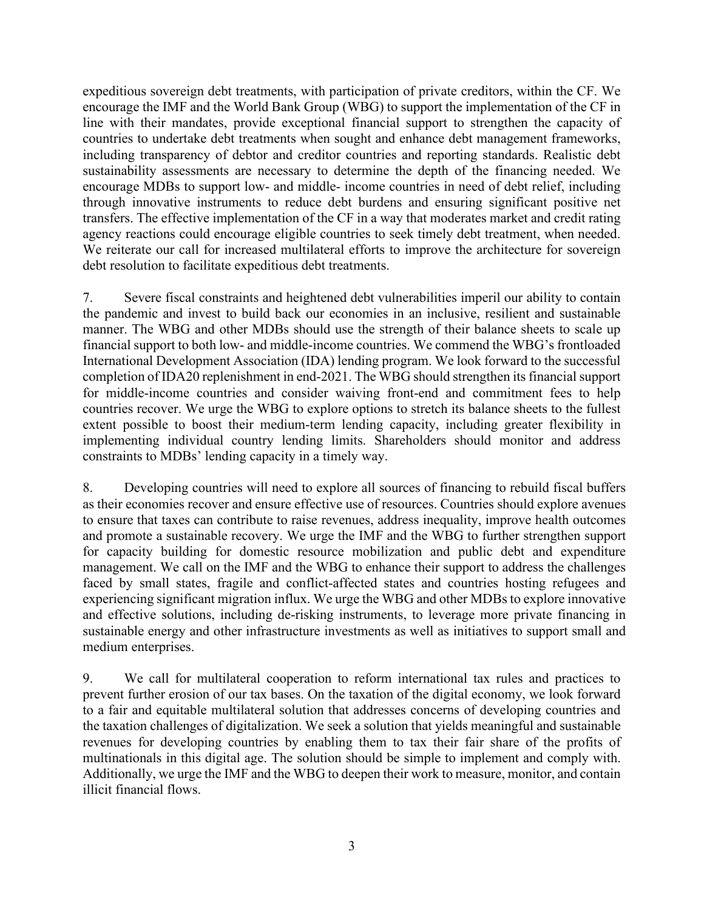expeditious sovereign debt treatments, with participation of private creditors, within the CF. We encourage the IMF and the World Bank Group (WBG) to support the implementation of the CF in line with their mandates, provide exceptional financial support to strengthen the capacity of countries to undertake debt treatments when sought and enhance debt management frameworks, including transparency of debtor and creditor countries and reporting standards. Realistic debt sustainability assessments are necessary to determine the depth of the financing needed. We encourage MDBs to support low- and middle- income countries in need of debt relief, including through innovative instruments to reduce debt burdens and ensuring significant positive net transfers. The effective implementation of the CF in a way that moderates market and credit rating agency reactions could encourage eligible countries to seek timely debt treatment, when needed. We reiterate our call for increased multilateral efforts to improve the architecture for sovereign debt resolution to facilitate expeditious debt treatments.

7. Severe fiscal constraints and heightened debt vulnerabilities imperil our ability to contain the pandemic and invest to build back our economies in an inclusive, resilient and sustainable manner. The WBG and other MDBs should use the strength of their balance sheets to scale up financial support to both low- and middle-income countries. We commend the WBG's frontloaded International Development Association (IDA) lending program. We look forward to the successful completion of IDA20 replenishment in end-2021. The WBG should strengthen its financial support for middle-income countries and consider waiving front-end and commitment fees to help countries recover. We urge the WBG to explore options to stretch its balance sheets to the fullest extent possible to boost their medium-term lending capacity, including greater flexibility in implementing individual country lending limits. Shareholders should monitor and address constraints to MDBs' lending capacity in a timely way.

8. Developing countries will need to explore all sources of financing to rebuild fiscal buffers as their economies recover and ensure effective use of resources. Countries should explore avenues to ensure that taxes can contribute to raise revenues, address inequality, improve health outcomes and promote a sustainable recovery. We urge the IMF and the WBG to further strengthen support for capacity building for domestic resource mobilization and public debt and expenditure management. We call on the IMF and the WBG to enhance their support to address the challenges faced by small states, fragile and conflict-affected states and countries hosting refugees and experiencing significant migration influx. We urge the WBG and other MDBs to explore innovative and effective solutions, including de-risking instruments, to leverage more private financing in sustainable energy and other infrastructure investments as well as initiatives to support small and medium enterprises.

9. We call for multilateral cooperation to reform international tax rules and practices to prevent further erosion of our tax bases. On the taxation of the digital economy, we look forward to a fair and equitable multilateral solution that addresses concerns of developing countries and the taxation challenges of digitalization. We seek a solution that yields meaningful and sustainable revenues for developing countries by enabling them to tax their fair share of the profits of multinationals in this digital age. The solution should be simple to implement and comply with. Additionally, we urge the IMF and the WBG to deepen their work to measure, monitor, and contain illicit financial flows.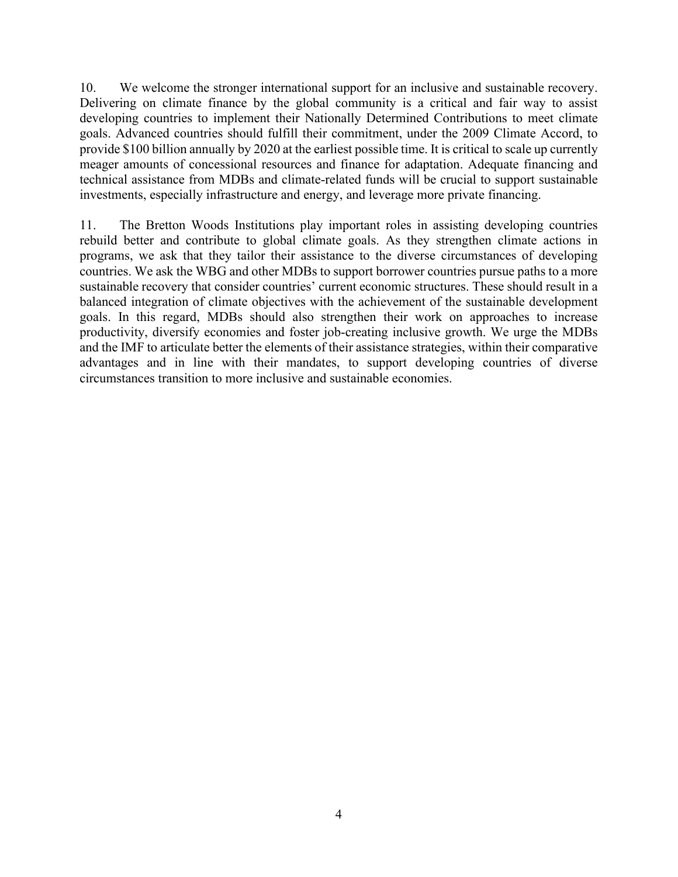10. We welcome the stronger international support for an inclusive and sustainable recovery. Delivering on climate finance by the global community is a critical and fair way to assist developing countries to implement their Nationally Determined Contributions to meet climate goals. Advanced countries should fulfill their commitment, under the 2009 Climate Accord, to provide $100 billion annually by 2020 at the earliest possible time. It is critical to scale up currently meager amounts of concessional resources and finance for adaptation. Adequate financing and technical assistance from MDBs and climate-related funds will be crucial to support sustainable investments, especially infrastructure and energy, and leverage more private financing.

11. The Bretton Woods Institutions play important roles in assisting developing countries rebuild better and contribute to global climate goals. As they strengthen climate actions in programs, we ask that they tailor their assistance to the diverse circumstances of developing countries. We ask the WBG and other MDBs to support borrower countries pursue paths to a more sustainable recovery that consider countries' current economic structures. These should result in a balanced integration of climate objectives with the achievement of the sustainable development goals. In this regard, MDBs should also strengthen their work on approaches to increase productivity, diversify economies and foster job-creating inclusive growth. We urge the MDBs and the IMF to articulate better the elements of their assistance strategies, within their comparative advantages and in line with their mandates, to support developing countries of diverse circumstances transition to more inclusive and sustainable economies.